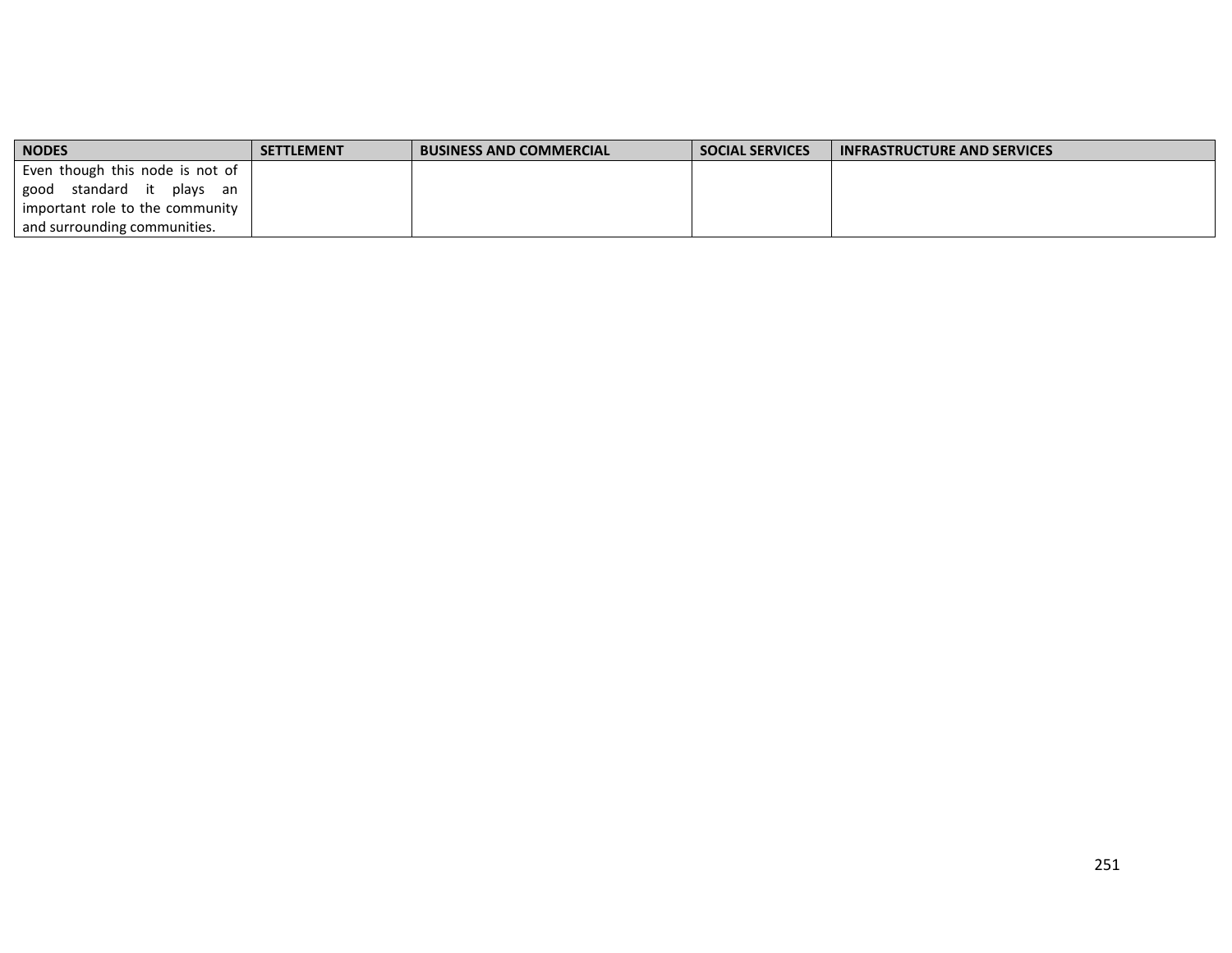| NODES | SETTLEMENT | BUSINESS AND COMMERCIAL | SOCIAL SERVICES | INFRASTRUCTURE AND SERVICES |
|---|---|---|---|---|
| Even though this node is not of good standard it plays an important role to the community and surrounding communities. | | | | |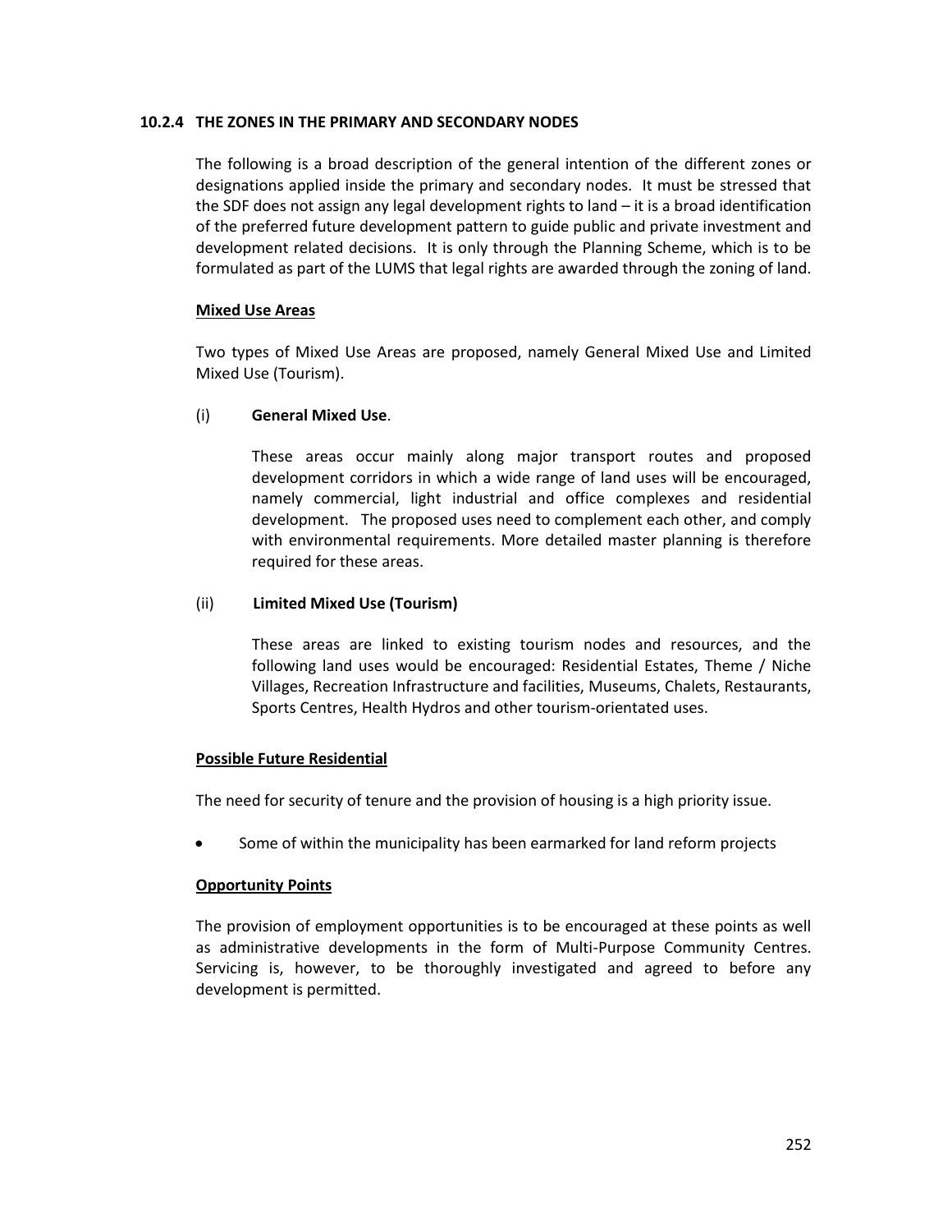### 10.2.4 THE ZONES IN THE PRIMARY AND SECONDARY NODES

The following is a broad description of the general intention of the different zones or designations applied inside the primary and secondary nodes. It must be stressed that the SDF does not assign any legal development rights to land – it is a broad identification of the preferred future development pattern to guide public and private investment and development related decisions. It is only through the Planning Scheme, which is to be formulated as part of the LUMS that legal rights are awarded through the zoning of land.

<u>**Mixed Use Areas**</u>

Two types of Mixed Use Areas are proposed, namely General Mixed Use and Limited Mixed Use (Tourism).

(i) **General Mixed Use**.

These areas occur mainly along major transport routes and proposed development corridors in which a wide range of land uses will be encouraged, namely commercial, light industrial and office complexes and residential development. The proposed uses need to complement each other, and comply with environmental requirements. More detailed master planning is therefore required for these areas.

(ii) **Limited Mixed Use (Tourism)**

These areas are linked to existing tourism nodes and resources, and the following land uses would be encouraged: Residential Estates, Theme / Niche Villages, Recreation Infrastructure and facilities, Museums, Chalets, Restaurants, Sports Centres, Health Hydros and other tourism-orientated uses.

<u>**Possible Future Residential**</u>

The need for security of tenure and the provision of housing is a high priority issue.

- Some of within the municipality has been earmarked for land reform projects

<u>**Opportunity Points**</u>

The provision of employment opportunities is to be encouraged at these points as well as administrative developments in the form of Multi-Purpose Community Centres. Servicing is, however, to be thoroughly investigated and agreed to before any development is permitted.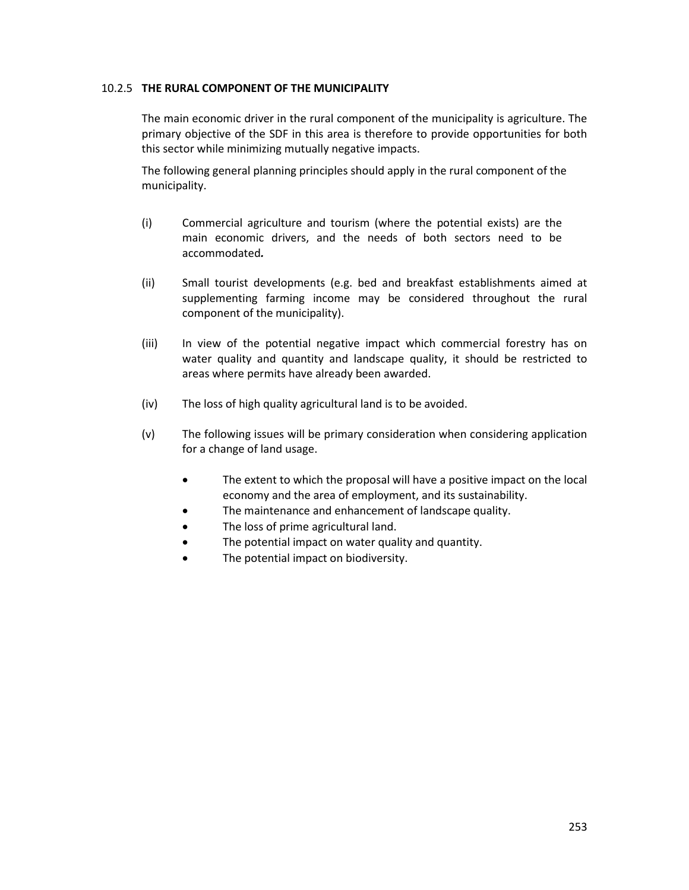### 10.2.5 **THE RURAL COMPONENT OF THE MUNICIPALITY**

The main economic driver in the rural component of the municipality is agriculture. The primary objective of the SDF in this area is therefore to provide opportunities for both this sector while minimizing mutually negative impacts.

The following general planning principles should apply in the rural component of the municipality.

(i) Commercial agriculture and tourism (where the potential exists) are the main economic drivers, and the needs of both sectors need to be accommodated***.***

(ii) Small tourist developments (e.g. bed and breakfast establishments aimed at supplementing farming income may be considered throughout the rural component of the municipality).

(iii) In view of the potential negative impact which commercial forestry has on water quality and quantity and landscape quality, it should be restricted to areas where permits have already been awarded.

(iv) The loss of high quality agricultural land is to be avoided.

(v) The following issues will be primary consideration when considering application for a change of land usage.

- The extent to which the proposal will have a positive impact on the local economy and the area of employment, and its sustainability.
- The maintenance and enhancement of landscape quality.
- The loss of prime agricultural land.
- The potential impact on water quality and quantity.
- The potential impact on biodiversity.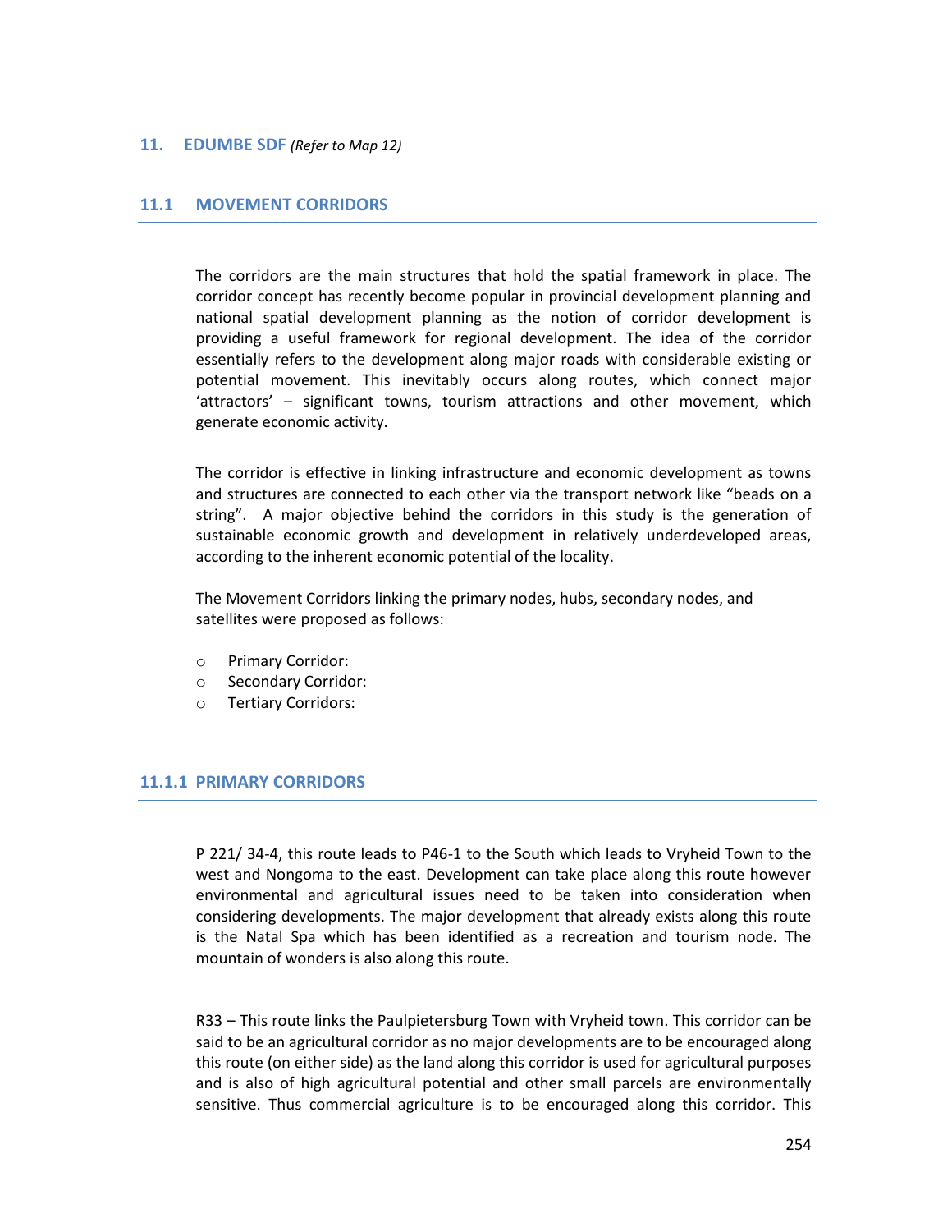## 11. EDUMBE SDF *(Refer to Map 12)*

### 11.1 MOVEMENT CORRIDORS

The corridors are the main structures that hold the spatial framework in place. The corridor concept has recently become popular in provincial development planning and national spatial development planning as the notion of corridor development is providing a useful framework for regional development. The idea of the corridor essentially refers to the development along major roads with considerable existing or potential movement. This inevitably occurs along routes, which connect major 'attractors' – significant towns, tourism attractions and other movement, which generate economic activity.

The corridor is effective in linking infrastructure and economic development as towns and structures are connected to each other via the transport network like "beads on a string". A major objective behind the corridors in this study is the generation of sustainable economic growth and development in relatively underdeveloped areas, according to the inherent economic potential of the locality.

The Movement Corridors linking the primary nodes, hubs, secondary nodes, and satellites were proposed as follows:

- Primary Corridor:
- Secondary Corridor:
- Tertiary Corridors:

#### 11.1.1 PRIMARY CORRIDORS

P 221/ 34-4, this route leads to P46-1 to the South which leads to Vryheid Town to the west and Nongoma to the east. Development can take place along this route however environmental and agricultural issues need to be taken into consideration when considering developments. The major development that already exists along this route is the Natal Spa which has been identified as a recreation and tourism node. The mountain of wonders is also along this route.

R33 – This route links the Paulpietersburg Town with Vryheid town. This corridor can be said to be an agricultural corridor as no major developments are to be encouraged along this route (on either side) as the land along this corridor is used for agricultural purposes and is also of high agricultural potential and other small parcels are environmentally sensitive. Thus commercial agriculture is to be encouraged along this corridor. This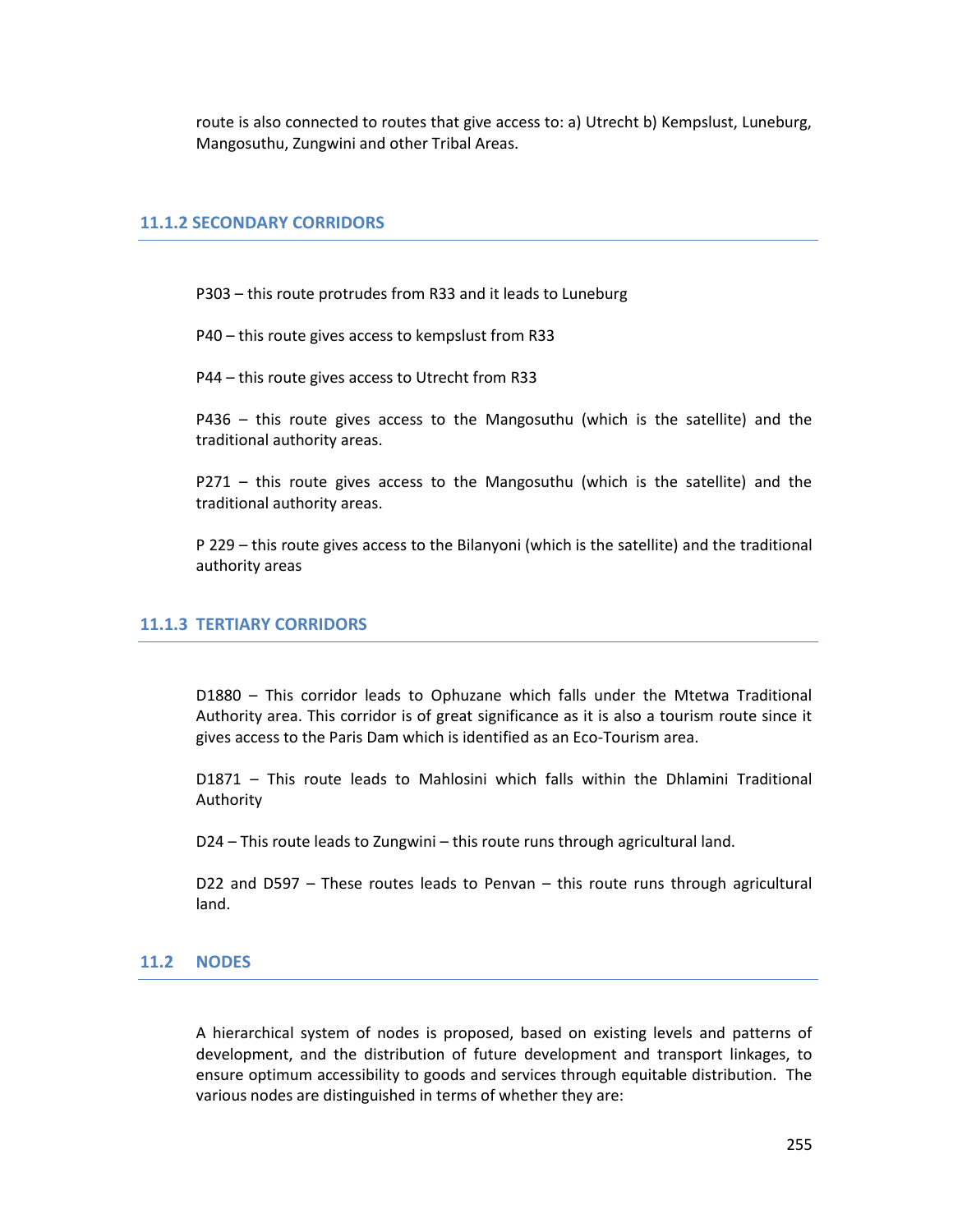route is also connected to routes that give access to: a) Utrecht b) Kempslust, Luneburg, Mangosuthu, Zungwini and other Tribal Areas.

### 11.1.2 SECONDARY CORRIDORS

P303 – this route protrudes from R33 and it leads to Luneburg

P40 – this route gives access to kempslust from R33

P44 – this route gives access to Utrecht from R33

P436 – this route gives access to the Mangosuthu (which is the satellite) and the traditional authority areas.

P271 – this route gives access to the Mangosuthu (which is the satellite) and the traditional authority areas.

P 229 – this route gives access to the Bilanyoni (which is the satellite) and the traditional authority areas

### 11.1.3 TERTIARY CORRIDORS

D1880 – This corridor leads to Ophuzane which falls under the Mtetwa Traditional Authority area. This corridor is of great significance as it is also a tourism route since it gives access to the Paris Dam which is identified as an Eco-Tourism area.

D1871 – This route leads to Mahlosini which falls within the Dhlamini Traditional Authority

D24 – This route leads to Zungwini – this route runs through agricultural land.

D22 and D597 – These routes leads to Penvan – this route runs through agricultural land.

## 11.2 NODES

A hierarchical system of nodes is proposed, based on existing levels and patterns of development, and the distribution of future development and transport linkages, to ensure optimum accessibility to goods and services through equitable distribution. The various nodes are distinguished in terms of whether they are: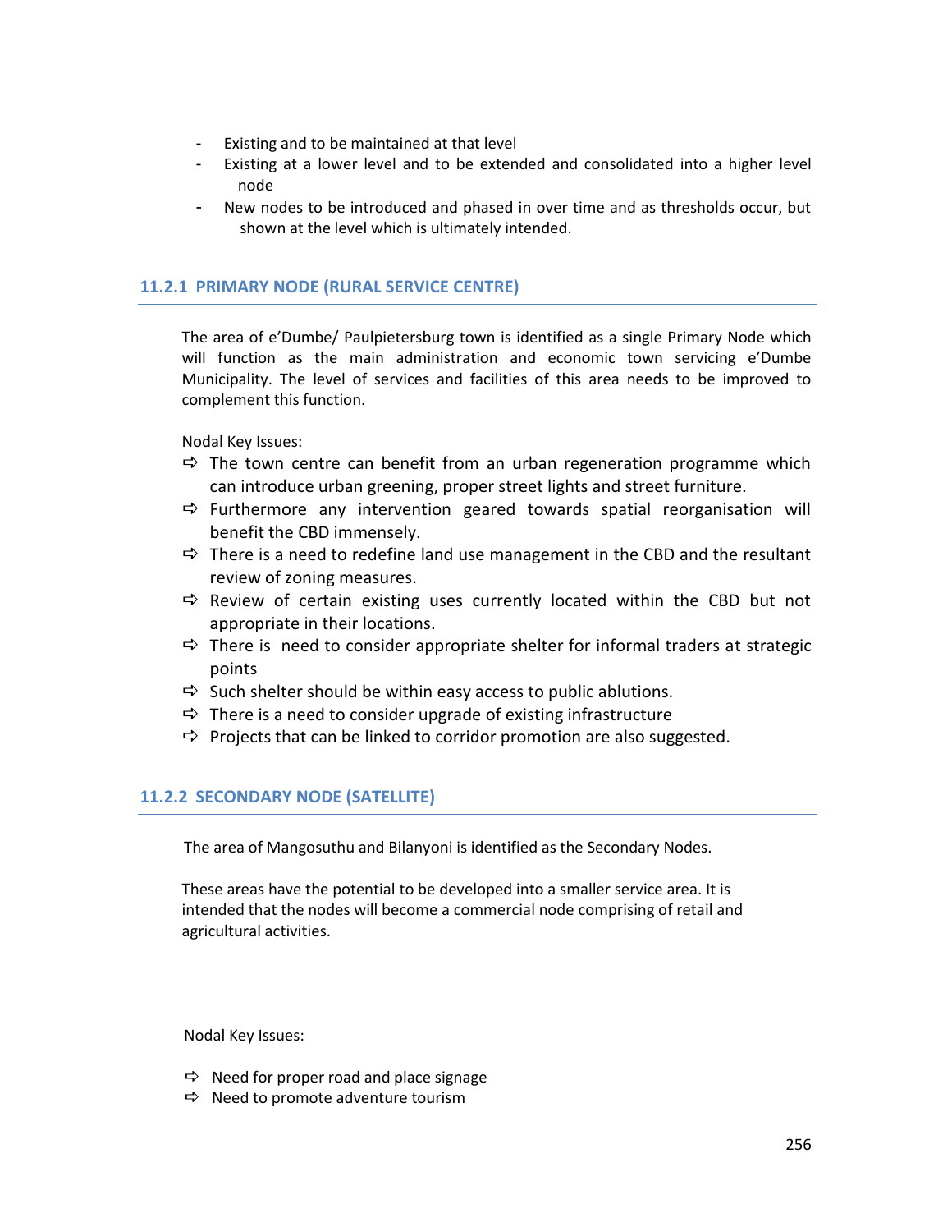- Existing and to be maintained at that level
- Existing at a lower level and to be extended and consolidated into a higher level node
- New nodes to be introduced and phased in over time and as thresholds occur, but shown at the level which is ultimately intended.

### 11.2.1 PRIMARY NODE (RURAL SERVICE CENTRE)

The area of e'Dumbe/ Paulpietersburg town is identified as a single Primary Node which will function as the main administration and economic town servicing e'Dumbe Municipality. The level of services and facilities of this area needs to be improved to complement this function.

Nodal Key Issues:

- ⇨ The town centre can benefit from an urban regeneration programme which can introduce urban greening, proper street lights and street furniture.
- ⇨ Furthermore any intervention geared towards spatial reorganisation will benefit the CBD immensely.
- ⇨ There is a need to redefine land use management in the CBD and the resultant review of zoning measures.
- ⇨ Review of certain existing uses currently located within the CBD but not appropriate in their locations.
- ⇨ There is need to consider appropriate shelter for informal traders at strategic points
- ⇨ Such shelter should be within easy access to public ablutions.
- ⇨ There is a need to consider upgrade of existing infrastructure
- ⇨ Projects that can be linked to corridor promotion are also suggested.

### 11.2.2 SECONDARY NODE (SATELLITE)

The area of Mangosuthu and Bilanyoni is identified as the Secondary Nodes.

These areas have the potential to be developed into a smaller service area. It is intended that the nodes will become a commercial node comprising of retail and agricultural activities.

Nodal Key Issues:

- ⇨ Need for proper road and place signage
- ⇨ Need to promote adventure tourism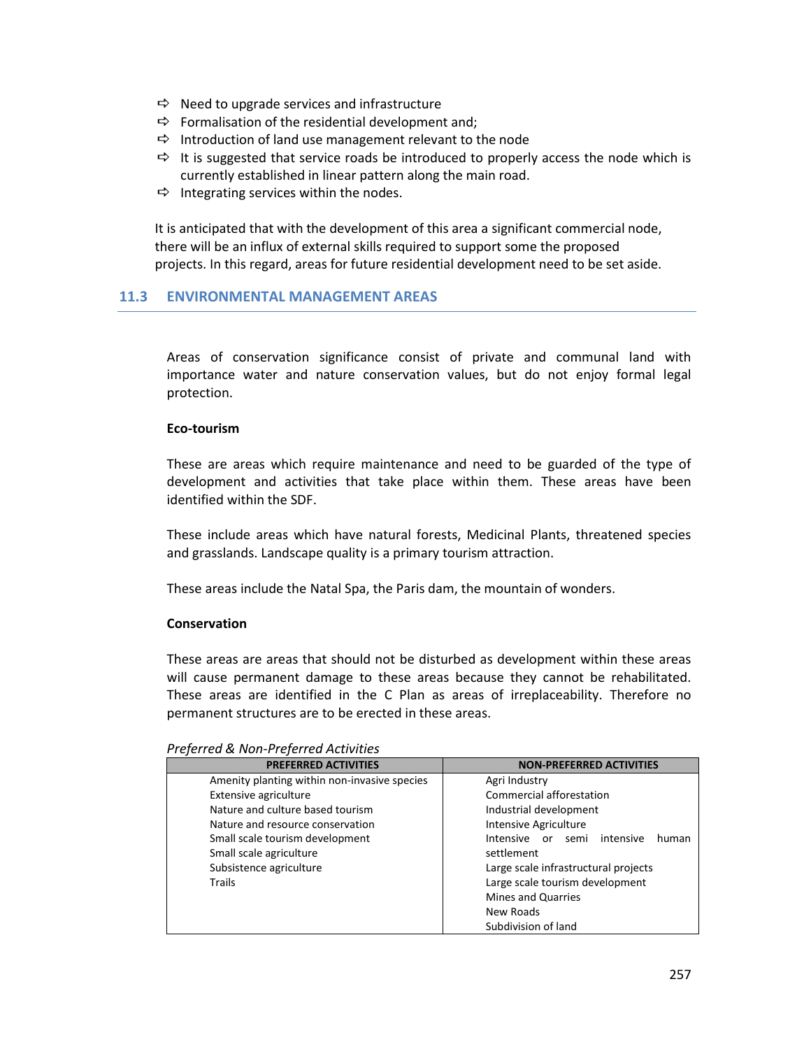- ⇨ Need to upgrade services and infrastructure
- ⇨ Formalisation of the residential development and;
- ⇨ Introduction of land use management relevant to the node
- ⇨ It is suggested that service roads be introduced to properly access the node which is currently established in linear pattern along the main road.
- ⇨ Integrating services within the nodes.

It is anticipated that with the development of this area a significant commercial node, there will be an influx of external skills required to support some the proposed projects. In this regard, areas for future residential development need to be set aside.

## 11.3 ENVIRONMENTAL MANAGEMENT AREAS

Areas of conservation significance consist of private and communal land with importance water and nature conservation values, but do not enjoy formal legal protection.

**Eco-tourism**

These are areas which require maintenance and need to be guarded of the type of development and activities that take place within them. These areas have been identified within the SDF.

These include areas which have natural forests, Medicinal Plants, threatened species and grasslands. Landscape quality is a primary tourism attraction.

These areas include the Natal Spa, the Paris dam, the mountain of wonders.

**Conservation**

These areas are areas that should not be disturbed as development within these areas will cause permanent damage to these areas because they cannot be rehabilitated. These areas are identified in the C Plan as areas of irreplaceability. Therefore no permanent structures are to be erected in these areas.

*Preferred & Non-Preferred Activities*

| PREFERRED ACTIVITIES | NON-PREFERRED ACTIVITIES |
|---|---|
| Amenity planting within non-invasive species | Agri Industry |
| Extensive agriculture | Commercial afforestation |
| Nature and culture based tourism | Industrial development |
| Nature and resource conservation | Intensive Agriculture |
| Small scale tourism development | Intensive or semi intensive human settlement |
| Small scale agriculture | Large scale infrastructural projects |
| Subsistence agriculture | Large scale tourism development |
| Trails | Mines and Quarries |
| | New Roads |
| | Subdivision of land |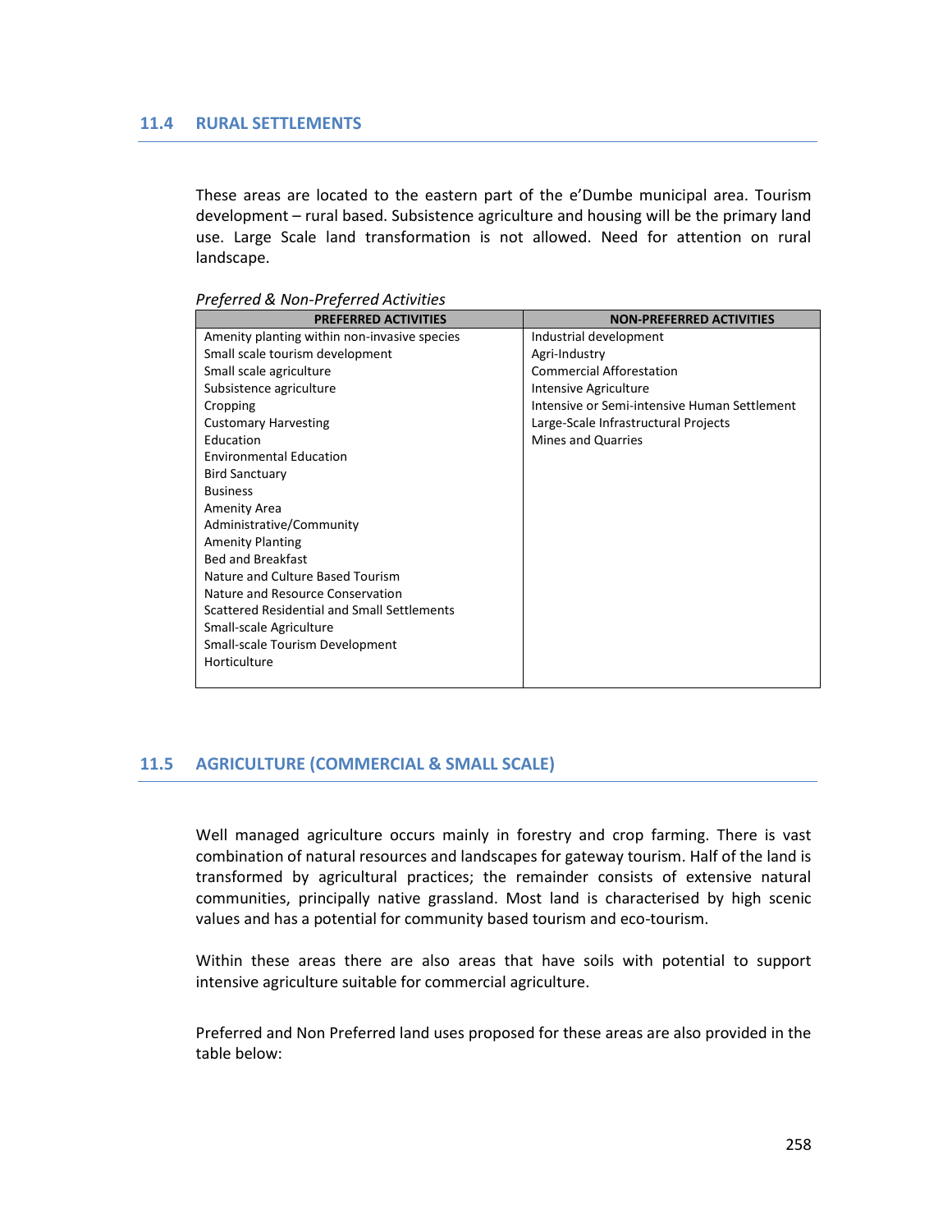## 11.4 RURAL SETTLEMENTS

These areas are located to the eastern part of the e'Dumbe municipal area. Tourism development – rural based. Subsistence agriculture and housing will be the primary land use. Large Scale land transformation is not allowed. Need for attention on rural landscape.

*Preferred & Non-Preferred Activities*

| PREFERRED ACTIVITIES | NON-PREFERRED ACTIVITIES |
|---|---|
| Amenity planting within non-invasive species | Industrial development |
| Small scale tourism development | Agri-Industry |
| Small scale agriculture | Commercial Afforestation |
| Subsistence agriculture | Intensive Agriculture |
| Cropping | Intensive or Semi-intensive Human Settlement |
| Customary Harvesting | Large-Scale Infrastructural Projects |
| Education | Mines and Quarries |
| Environmental Education | |
| Bird Sanctuary | |
| Business | |
| Amenity Area | |
| Administrative/Community | |
| Amenity Planting | |
| Bed and Breakfast | |
| Nature and Culture Based Tourism | |
| Nature and Resource Conservation | |
| Scattered Residential and Small Settlements | |
| Small-scale Agriculture | |
| Small-scale Tourism Development | |
| Horticulture | |

## 11.5 AGRICULTURE (COMMERCIAL & SMALL SCALE)

Well managed agriculture occurs mainly in forestry and crop farming. There is vast combination of natural resources and landscapes for gateway tourism. Half of the land is transformed by agricultural practices; the remainder consists of extensive natural communities, principally native grassland. Most land is characterised by high scenic values and has a potential for community based tourism and eco-tourism.

Within these areas there are also areas that have soils with potential to support intensive agriculture suitable for commercial agriculture.

Preferred and Non Preferred land uses proposed for these areas are also provided in the table below: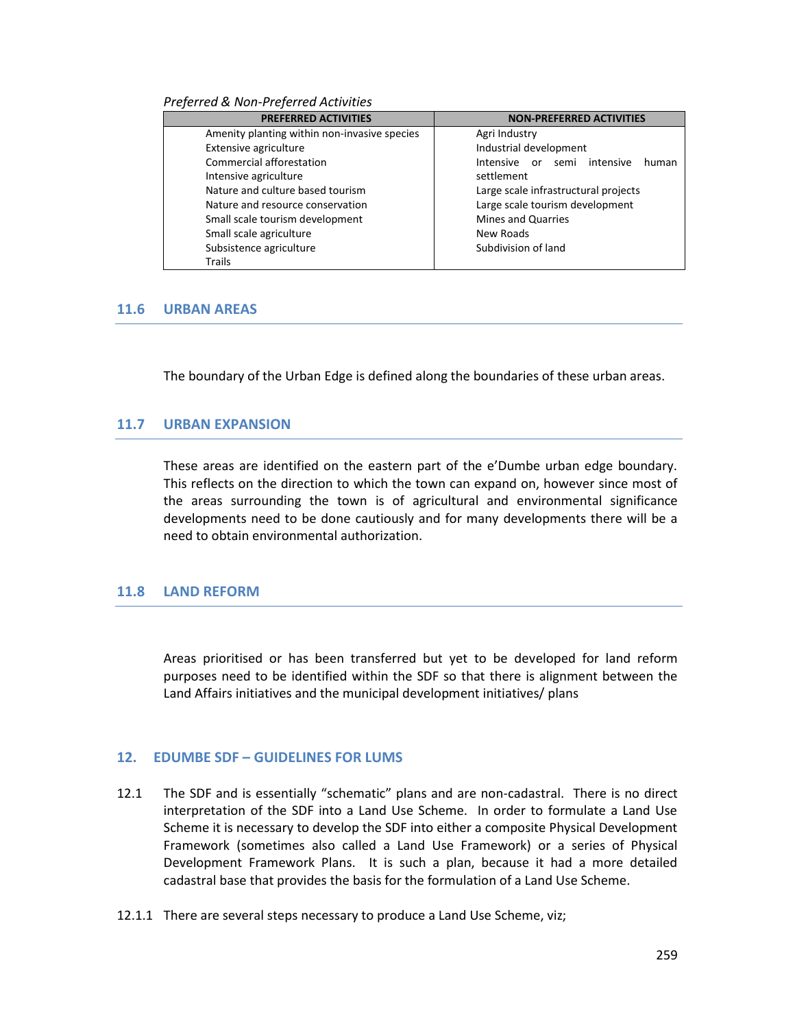*Preferred & Non-Preferred Activities*

| PREFERRED ACTIVITIES | NON-PREFERRED ACTIVITIES |
|---|---|
| Amenity planting within non-invasive species | Agri Industry |
| Extensive agriculture | Industrial development |
| Commercial afforestation | Intensive or semi intensive human settlement |
| Intensive agriculture | Large scale infrastructural projects |
| Nature and culture based tourism | Large scale tourism development |
| Nature and resource conservation | Mines and Quarries |
| Small scale tourism development | New Roads |
| Small scale agriculture | Subdivision of land |
| Subsistence agriculture | |
| Trails | |

## 11.6 URBAN AREAS

The boundary of the Urban Edge is defined along the boundaries of these urban areas.

## 11.7 URBAN EXPANSION

These areas are identified on the eastern part of the e'Dumbe urban edge boundary. This reflects on the direction to which the town can expand on, however since most of the areas surrounding the town is of agricultural and environmental significance developments need to be done cautiously and for many developments there will be a need to obtain environmental authorization.

## 11.8 LAND REFORM

Areas prioritised or has been transferred but yet to be developed for land reform purposes need to be identified within the SDF so that there is alignment between the Land Affairs initiatives and the municipal development initiatives/ plans

## 12. EDUMBE SDF – GUIDELINES FOR LUMS

12.1 The SDF and is essentially "schematic" plans and are non-cadastral. There is no direct interpretation of the SDF into a Land Use Scheme. In order to formulate a Land Use Scheme it is necessary to develop the SDF into either a composite Physical Development Framework (sometimes also called a Land Use Framework) or a series of Physical Development Framework Plans. It is such a plan, because it had a more detailed cadastral base that provides the basis for the formulation of a Land Use Scheme.

12.1.1 There are several steps necessary to produce a Land Use Scheme, viz;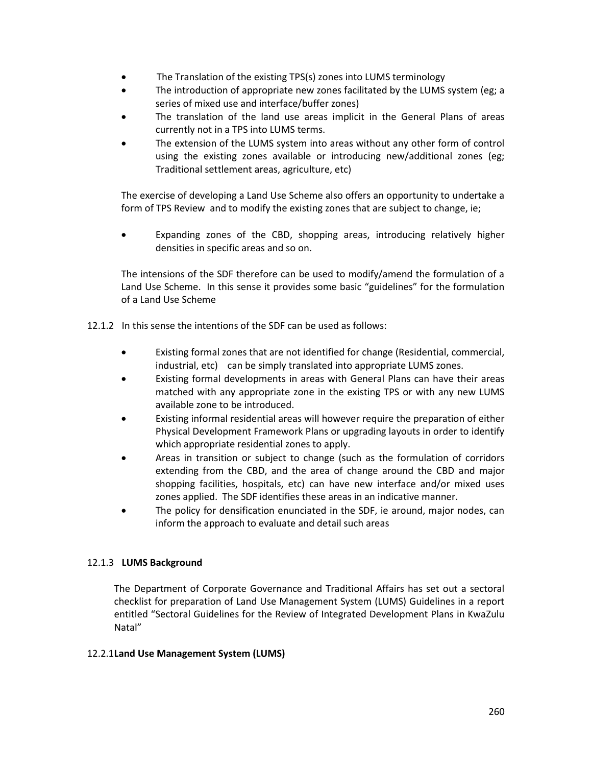- The Translation of the existing TPS(s) zones into LUMS terminology
- The introduction of appropriate new zones facilitated by the LUMS system (eg; a series of mixed use and interface/buffer zones)
- The translation of the land use areas implicit in the General Plans of areas currently not in a TPS into LUMS terms.
- The extension of the LUMS system into areas without any other form of control using the existing zones available or introducing new/additional zones (eg; Traditional settlement areas, agriculture, etc)

The exercise of developing a Land Use Scheme also offers an opportunity to undertake a form of TPS Review and to modify the existing zones that are subject to change, ie;

- Expanding zones of the CBD, shopping areas, introducing relatively higher densities in specific areas and so on.

The intensions of the SDF therefore can be used to modify/amend the formulation of a Land Use Scheme. In this sense it provides some basic "guidelines" for the formulation of a Land Use Scheme

12.1.2 In this sense the intentions of the SDF can be used as follows:

- Existing formal zones that are not identified for change (Residential, commercial, industrial, etc) can be simply translated into appropriate LUMS zones.
- Existing formal developments in areas with General Plans can have their areas matched with any appropriate zone in the existing TPS or with any new LUMS available zone to be introduced.
- Existing informal residential areas will however require the preparation of either Physical Development Framework Plans or upgrading layouts in order to identify which appropriate residential zones to apply.
- Areas in transition or subject to change (such as the formulation of corridors extending from the CBD, and the area of change around the CBD and major shopping facilities, hospitals, etc) can have new interface and/or mixed uses zones applied. The SDF identifies these areas in an indicative manner.
- The policy for densification enunciated in the SDF, ie around, major nodes, can inform the approach to evaluate and detail such areas

### 12.1.3 LUMS Background

The Department of Corporate Governance and Traditional Affairs has set out a sectoral checklist for preparation of Land Use Management System (LUMS) Guidelines in a report entitled "Sectoral Guidelines for the Review of Integrated Development Plans in KwaZulu Natal"

### 12.2.1 Land Use Management System (LUMS)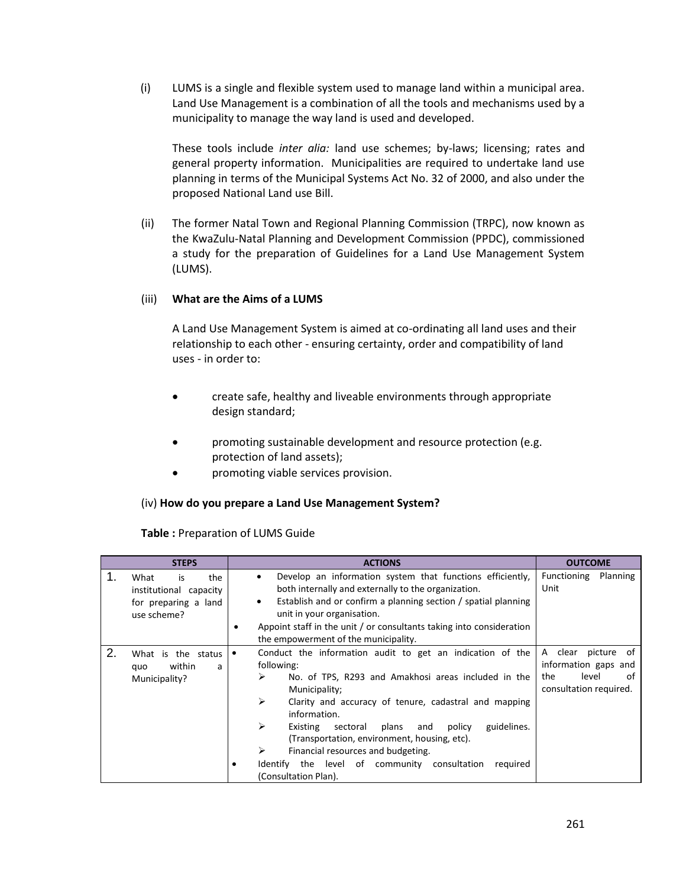(i) LUMS is a single and flexible system used to manage land within a municipal area. Land Use Management is a combination of all the tools and mechanisms used by a municipality to manage the way land is used and developed.

These tools include *inter alia:* land use schemes; by-laws; licensing; rates and general property information. Municipalities are required to undertake land use planning in terms of the Municipal Systems Act No. 32 of 2000, and also under the proposed National Land use Bill.

(ii) The former Natal Town and Regional Planning Commission (TRPC), now known as the KwaZulu-Natal Planning and Development Commission (PPDC), commissioned a study for the preparation of Guidelines for a Land Use Management System (LUMS).

(iii) **What are the Aims of a LUMS**

A Land Use Management System is aimed at co-ordinating all land uses and their relationship to each other - ensuring certainty, order and compatibility of land uses - in order to:

- create safe, healthy and liveable environments through appropriate design standard;
- promoting sustainable development and resource protection (e.g. protection of land assets);
- promoting viable services provision.

(iv) **How do you prepare a Land Use Management System?**

**Table :** Preparation of LUMS Guide

| STEPS | ACTIONS | OUTCOME |
|---|---|---|
| 1. What is the institutional capacity for preparing a land use scheme? | • Develop an information system that functions efficiently, both internally and externally to the organization.<br>• Establish and or confirm a planning section / spatial planning unit in your organisation.<br>• Appoint staff in the unit / or consultants taking into consideration the empowerment of the municipality. | Functioning Planning Unit |
| 2. What is the status quo within a Municipality? | • Conduct the information audit to get an indication of the following:<br>➢ No. of TPS, R293 and Amakhosi areas included in the Municipality;<br>➢ Clarity and accuracy of tenure, cadastral and mapping information.<br>➢ Existing sectoral plans and policy guidelines. (Transportation, environment, housing, etc).<br>➢ Financial resources and budgeting.<br>• Identify the level of community consultation required (Consultation Plan). | A clear picture of information gaps and the level of consultation required. |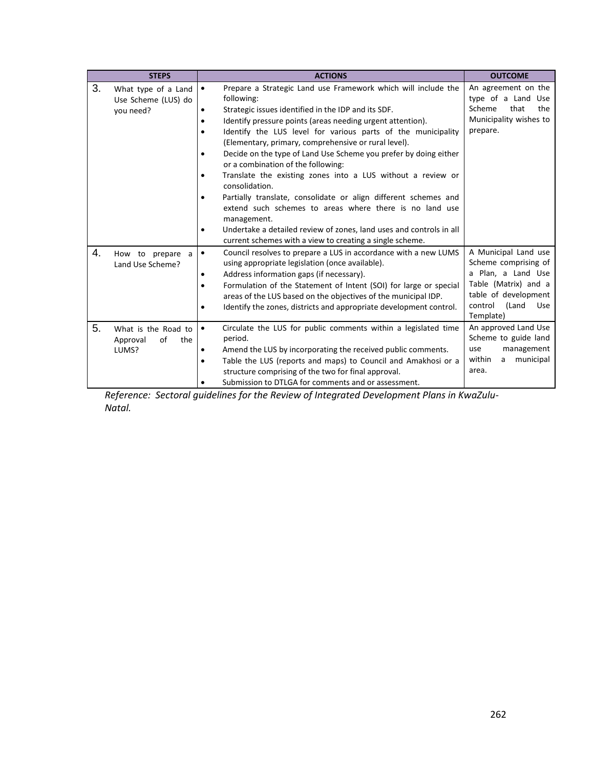| | STEPS | ACTIONS | OUTCOME |
|---|---|---|---|
| 3. | What type of a Land Use Scheme (LUS) do you need? | • Prepare a Strategic Land use Framework which will include the following:<br>• Strategic issues identified in the IDP and its SDF.<br>• Identify pressure points (areas needing urgent attention).<br>• Identify the LUS level for various parts of the municipality (Elementary, primary, comprehensive or rural level).<br>• Decide on the type of Land Use Scheme you prefer by doing either or a combination of the following:<br>• Translate the existing zones into a LUS without a review or consolidation.<br>• Partially translate, consolidate or align different schemes and extend such schemes to areas where there is no land use management.<br>• Undertake a detailed review of zones, land uses and controls in all current schemes with a view to creating a single scheme. | An agreement on the type of a Land Use Scheme that the Municipality wishes to prepare. |
| 4. | How to prepare a Land Use Scheme? | • Council resolves to prepare a LUS in accordance with a new LUMS using appropriate legislation (once available).<br>• Address information gaps (if necessary).<br>• Formulation of the Statement of Intent (SOI) for large or special areas of the LUS based on the objectives of the municipal IDP.<br>• Identify the zones, districts and appropriate development control. | A Municipal Land use Scheme comprising of a Plan, a Land Use Table (Matrix) and a table of development control (Land Use Template) |
| 5. | What is the Road to Approval of the LUMS? | • Circulate the LUS for public comments within a legislated time period.<br>• Amend the LUS by incorporating the received public comments.<br>• Table the LUS (reports and maps) to Council and Amakhosi or a structure comprising of the two for final approval.<br>• Submission to DTLGA for comments and or assessment. | An approved Land Use Scheme to guide land use management within a municipal area. |

*Reference: Sectoral guidelines for the Review of Integrated Development Plans in KwaZulu-Natal.*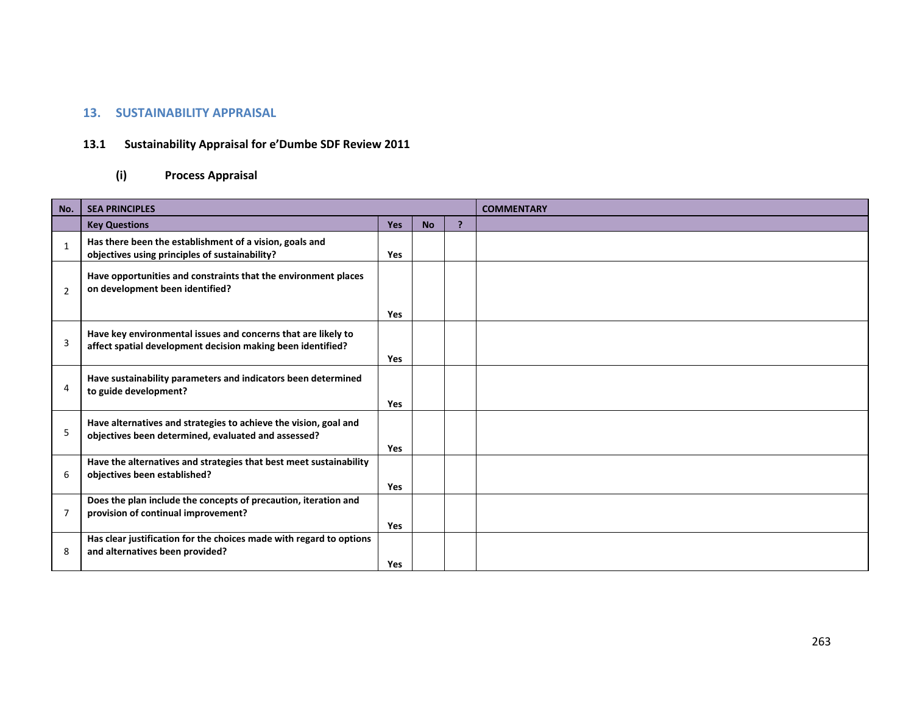## 13. SUSTAINABILITY APPRAISAL

### 13.1 Sustainability Appraisal for e'Dumbe SDF Review 2011

#### (i) Process Appraisal

| No. | SEA PRINCIPLES | | | | COMMENTARY |
|---|---|---|---|---|---|
| | **Key Questions** | **Yes** | **No** | **?** | |
| 1 | **Has there been the establishment of a vision, goals and objectives using principles of sustainability?** | **Yes** | | | |
| 2 | **Have opportunities and constraints that the environment places on development been identified?** | **Yes** | | | |
| 3 | **Have key environmental issues and concerns that are likely to affect spatial development decision making been identified?** | **Yes** | | | |
| 4 | **Have sustainability parameters and indicators been determined to guide development?** | **Yes** | | | |
| 5 | **Have alternatives and strategies to achieve the vision, goal and objectives been determined, evaluated and assessed?** | **Yes** | | | |
| 6 | **Have the alternatives and strategies that best meet sustainability objectives been established?** | **Yes** | | | |
| 7 | **Does the plan include the concepts of precaution, iteration and provision of continual improvement?** | **Yes** | | | |
| 8 | **Has clear justification for the choices made with regard to options and alternatives been provided?** | **Yes** | | | |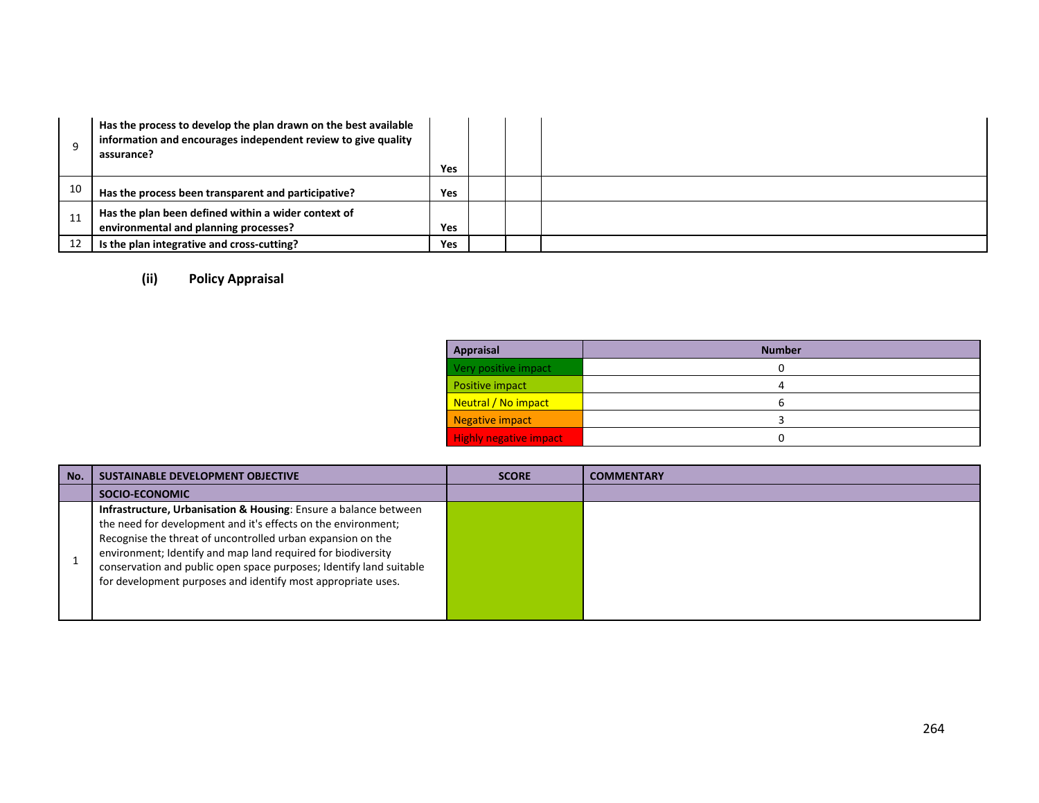| | | | | | |
|---|---|---|---|---|---|
| 9 | **Has the process to develop the plan drawn on the best available information and encourages independent review to give quality assurance?** | **Yes** | | | |
| 10 | **Has the process been transparent and participative?** | **Yes** | | | |
| 11 | **Has the plan been defined within a wider context of environmental and planning processes?** | **Yes** | | | |
| 12 | **Is the plan integrative and cross-cutting?** | **Yes** | | | |

### (ii) Policy Appraisal

| Appraisal | Number |
|---|---|
| Very positive impact | 0 |
| Positive impact | 4 |
| Neutral / No impact | 6 |
| Negative impact | 3 |
| Highly negative impact | 0 |

| No. | SUSTAINABLE DEVELOPMENT OBJECTIVE | SCORE | COMMENTARY |
|---|---|---|---|
| | **SOCIO-ECONOMIC** | | |
| 1 | **Infrastructure, Urbanisation & Housing**: Ensure a balance between the need for development and it's effects on the environment; Recognise the threat of uncontrolled urban expansion on the environment; Identify and map land required for biodiversity conservation and public open space purposes; Identify land suitable for development purposes and identify most appropriate uses. | Positive impact | |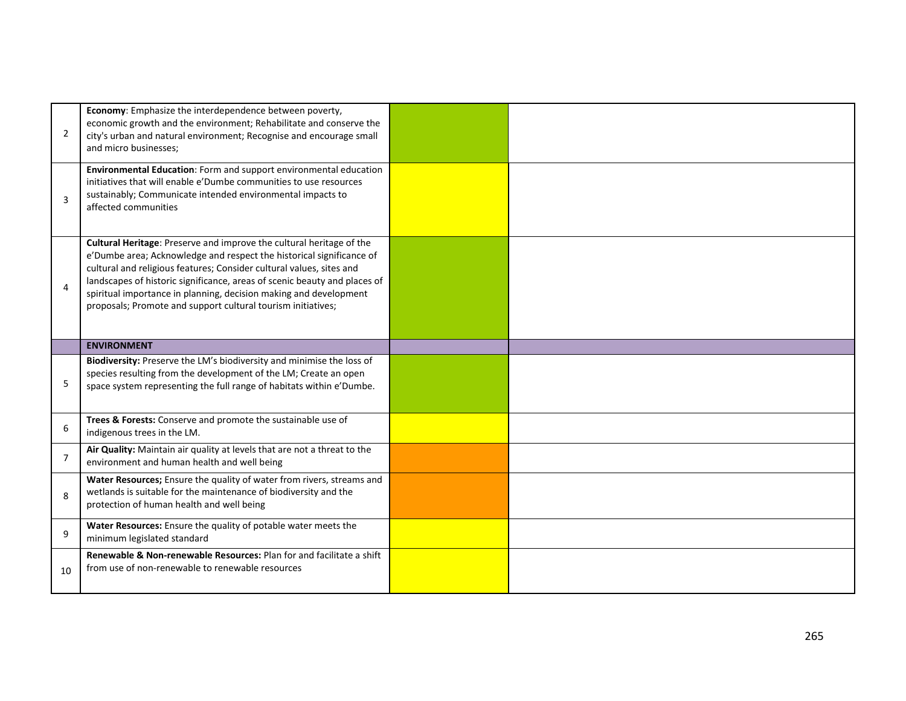| | | | |
|---|---|---|---|
| 2 | **Economy**: Emphasize the interdependence between poverty, economic growth and the environment; Rehabilitate and conserve the city's urban and natural environment; Recognise and encourage small and micro businesses; | | |
| 3 | **Environmental Education**: Form and support environmental education initiatives that will enable e'Dumbe communities to use resources sustainably; Communicate intended environmental impacts to affected communities | | |
| 4 | **Cultural Heritage**: Preserve and improve the cultural heritage of the e'Dumbe area; Acknowledge and respect the historical significance of cultural and religious features; Consider cultural values, sites and landscapes of historic significance, areas of scenic beauty and places of spiritual importance in planning, decision making and development proposals; Promote and support cultural tourism initiatives; | | |
| | **ENVIRONMENT** | | |
| 5 | **Biodiversity:** Preserve the LM's biodiversity and minimise the loss of species resulting from the development of the LM; Create an open space system representing the full range of habitats within e'Dumbe. | | |
| 6 | **Trees & Forests:** Conserve and promote the sustainable use of indigenous trees in the LM. | | |
| 7 | **Air Quality:** Maintain air quality at levels that are not a threat to the environment and human health and well being | | |
| 8 | **Water Resources;** Ensure the quality of water from rivers, streams and wetlands is suitable for the maintenance of biodiversity and the protection of human health and well being | | |
| 9 | **Water Resources:** Ensure the quality of potable water meets the minimum legislated standard | | |
| 10 | **Renewable & Non-renewable Resources:** Plan for and facilitate a shift from use of non-renewable to renewable resources | | |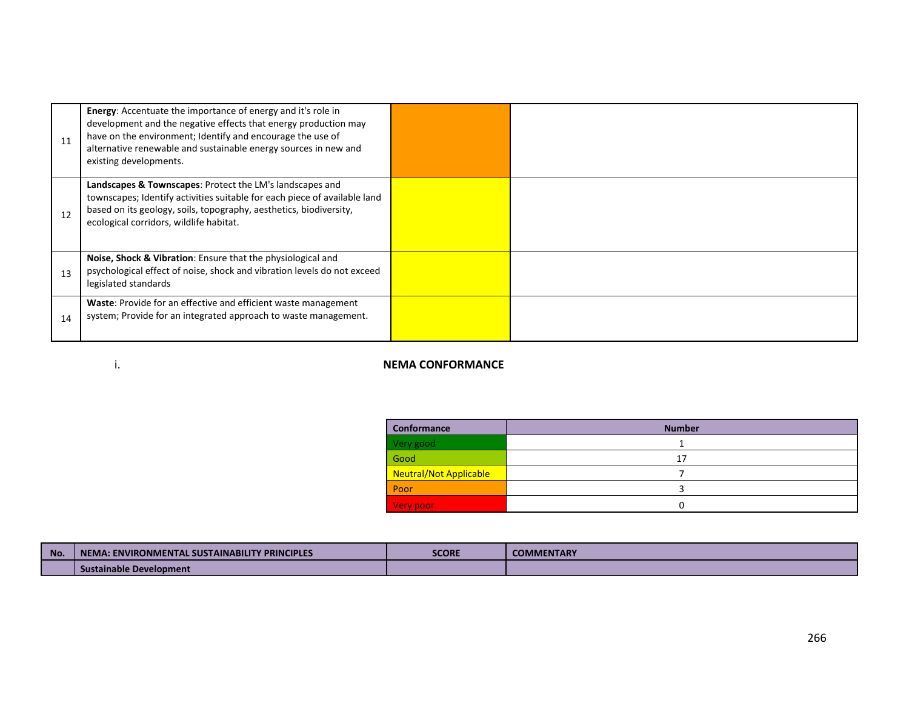| | | | |
|---|---|---|---|
| 11 | **Energy**: Accentuate the importance of energy and it's role in development and the negative effects that energy production may have on the environment; Identify and encourage the use of alternative renewable and sustainable energy sources in new and existing developments. | | |
| 12 | **Landscapes & Townscapes**: Protect the LM's landscapes and townscapes; Identify activities suitable for each piece of available land based on its geology, soils, topography, aesthetics, biodiversity, ecological corridors, wildlife habitat. | | |
| 13 | **Noise, Shock & Vibration**: Ensure that the physiological and psychological effect of noise, shock and vibration levels do not exceed legislated standards | | |
| 14 | **Waste**: Provide for an effective and efficient waste management system; Provide for an integrated approach to waste management. | | |

i. **NEMA CONFORMANCE**

| Conformance | Number |
|---|---|
| Very good | 1 |
| Good | 17 |
| Neutral/Not Applicable | 7 |
| Poor | 3 |
| Very poor | 0 |

| No. | NEMA: ENVIRONMENTAL SUSTAINABILITY PRINCIPLES | SCORE | COMMENTARY |
|---|---|---|---|
| | **Sustainable Development** | | |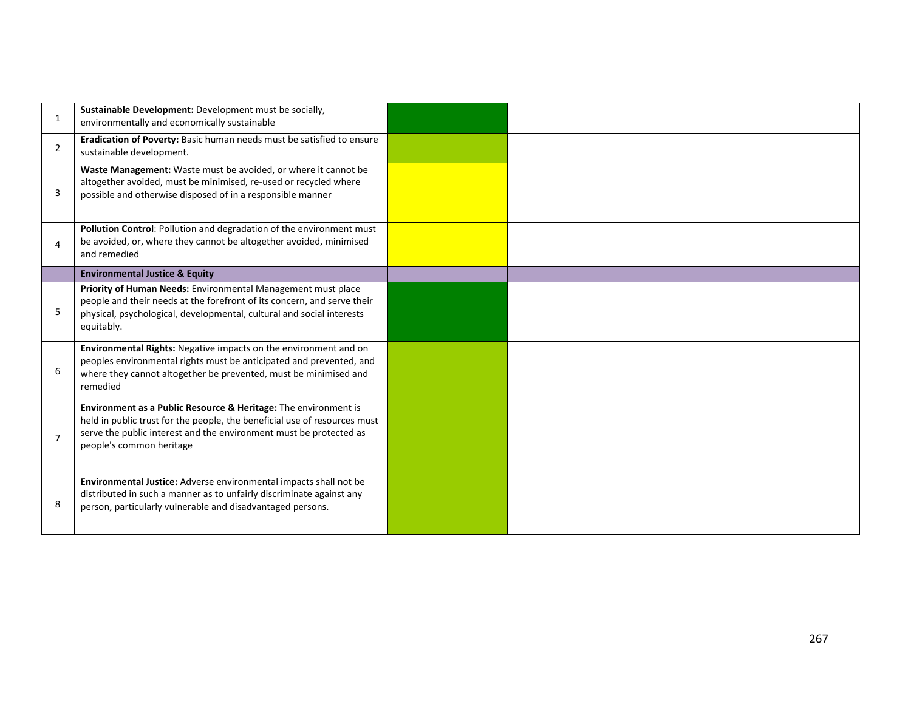| | | | |
|---|---|---|---|
| 1 | **Sustainable Development:** Development must be socially, environmentally and economically sustainable | | |
| 2 | **Eradication of Poverty:** Basic human needs must be satisfied to ensure sustainable development. | | |
| 3 | **Waste Management:** Waste must be avoided, or where it cannot be altogether avoided, must be minimised, re-used or recycled where possible and otherwise disposed of in a responsible manner | | |
| 4 | **Pollution Control**: Pollution and degradation of the environment must be avoided, or, where they cannot be altogether avoided, minimised and remedied | | |
| | **Environmental Justice & Equity** | | |
| 5 | **Priority of Human Needs:** Environmental Management must place people and their needs at the forefront of its concern, and serve their physical, psychological, developmental, cultural and social interests equitably. | | |
| 6 | **Environmental Rights:** Negative impacts on the environment and on peoples environmental rights must be anticipated and prevented, and where they cannot altogether be prevented, must be minimised and remedied | | |
| 7 | **Environment as a Public Resource & Heritage:** The environment is held in public trust for the people, the beneficial use of resources must serve the public interest and the environment must be protected as people's common heritage | | |
| 8 | **Environmental Justice:** Adverse environmental impacts shall not be distributed in such a manner as to unfairly discriminate against any person, particularly vulnerable and disadvantaged persons. | | |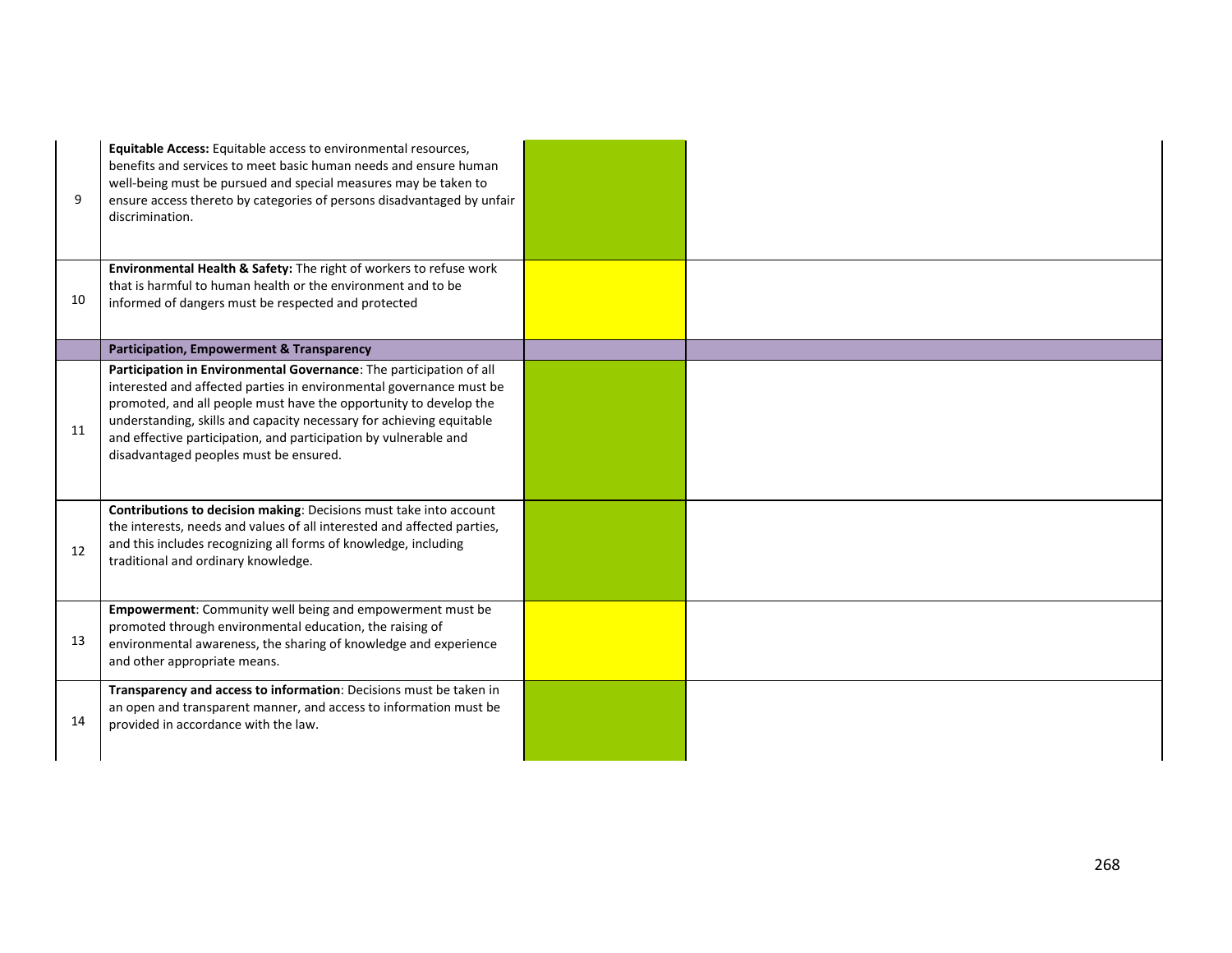| | | | |
|---|---|---|---|
| 9 | **Equitable Access:** Equitable access to environmental resources, benefits and services to meet basic human needs and ensure human well-being must be pursued and special measures may be taken to ensure access thereto by categories of persons disadvantaged by unfair discrimination. | | |
| 10 | **Environmental Health & Safety:** The right of workers to refuse work that is harmful to human health or the environment and to be informed of dangers must be respected and protected | | |
| | **Participation, Empowerment & Transparency** | | |
| 11 | **Participation in Environmental Governance**: The participation of all interested and affected parties in environmental governance must be promoted, and all people must have the opportunity to develop the understanding, skills and capacity necessary for achieving equitable and effective participation, and participation by vulnerable and disadvantaged peoples must be ensured. | | |
| 12 | **Contributions to decision making**: Decisions must take into account the interests, needs and values of all interested and affected parties, and this includes recognizing all forms of knowledge, including traditional and ordinary knowledge. | | |
| 13 | **Empowerment**: Community well being and empowerment must be promoted through environmental education, the raising of environmental awareness, the sharing of knowledge and experience and other appropriate means. | | |
| 14 | **Transparency and access to information**: Decisions must be taken in an open and transparent manner, and access to information must be provided in accordance with the law. | | |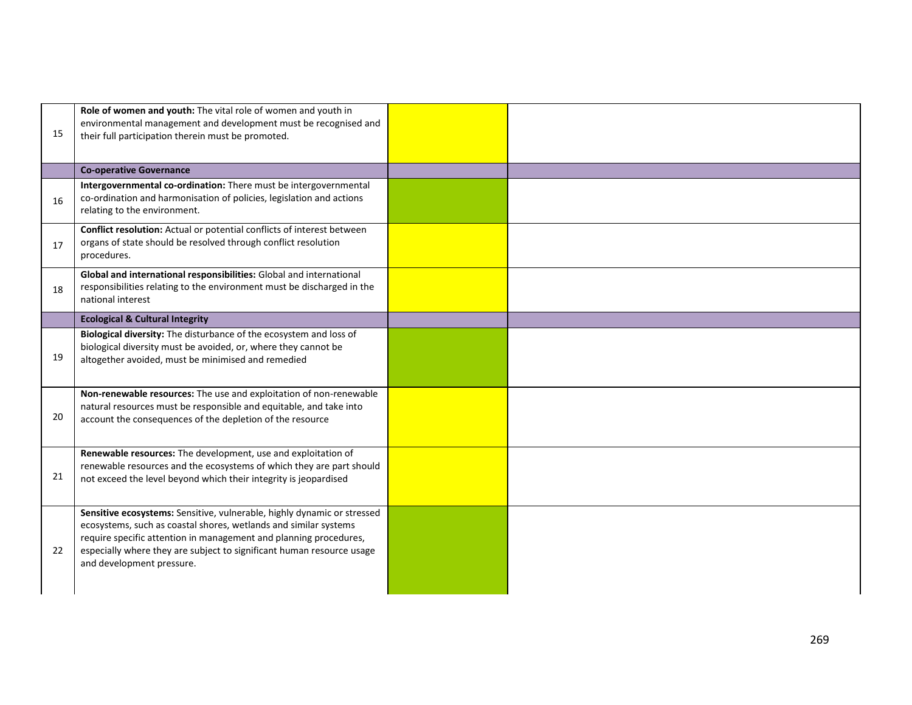| | | | |
|---|---|---|---|
| 15 | **Role of women and youth:** The vital role of women and youth in environmental management and development must be recognised and their full participation therein must be promoted. | | |
| | **Co-operative Governance** | | |
| 16 | **Intergovernmental co-ordination:** There must be intergovernmental co-ordination and harmonisation of policies, legislation and actions relating to the environment. | | |
| 17 | **Conflict resolution:** Actual or potential conflicts of interest between organs of state should be resolved through conflict resolution procedures. | | |
| 18 | **Global and international responsibilities:** Global and international responsibilities relating to the environment must be discharged in the national interest | | |
| | **Ecological & Cultural Integrity** | | |
| 19 | **Biological diversity:** The disturbance of the ecosystem and loss of biological diversity must be avoided, or, where they cannot be altogether avoided, must be minimised and remedied | | |
| 20 | **Non-renewable resources:** The use and exploitation of non-renewable natural resources must be responsible and equitable, and take into account the consequences of the depletion of the resource | | |
| 21 | **Renewable resources:** The development, use and exploitation of renewable resources and the ecosystems of which they are part should not exceed the level beyond which their integrity is jeopardised | | |
| 22 | **Sensitive ecosystems:** Sensitive, vulnerable, highly dynamic or stressed ecosystems, such as coastal shores, wetlands and similar systems require specific attention in management and planning procedures, especially where they are subject to significant human resource usage and development pressure. | | |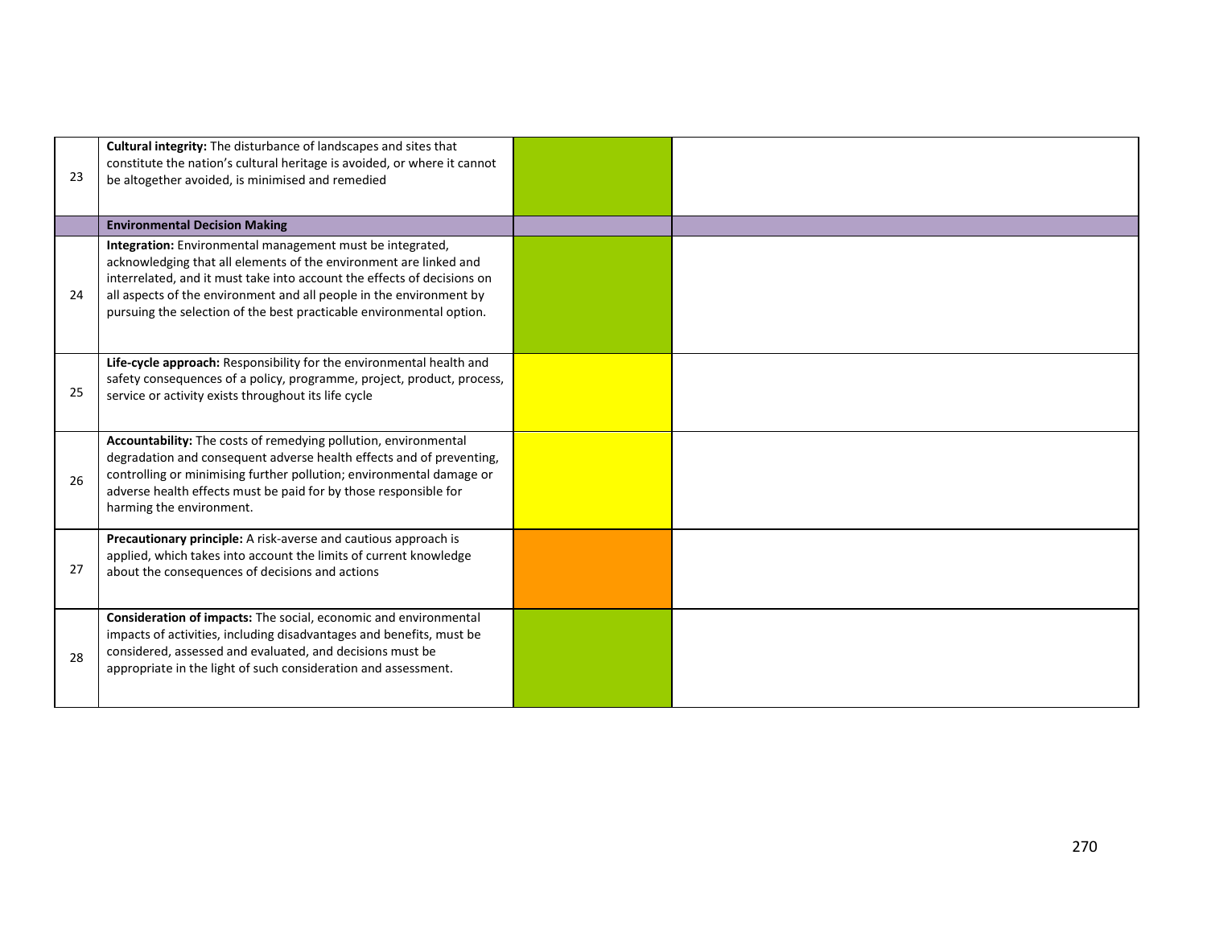| | | | |
|---|---|---|---|
| 23 | **Cultural integrity:** The disturbance of landscapes and sites that constitute the nation's cultural heritage is avoided, or where it cannot be altogether avoided, is minimised and remedied | | |
| | **Environmental Decision Making** | | |
| 24 | **Integration:** Environmental management must be integrated, acknowledging that all elements of the environment are linked and interrelated, and it must take into account the effects of decisions on all aspects of the environment and all people in the environment by pursuing the selection of the best practicable environmental option. | | |
| 25 | **Life-cycle approach:** Responsibility for the environmental health and safety consequences of a policy, programme, project, product, process, service or activity exists throughout its life cycle | | |
| 26 | **Accountability:** The costs of remedying pollution, environmental degradation and consequent adverse health effects and of preventing, controlling or minimising further pollution; environmental damage or adverse health effects must be paid for by those responsible for harming the environment. | | |
| 27 | **Precautionary principle:** A risk-averse and cautious approach is applied, which takes into account the limits of current knowledge about the consequences of decisions and actions | | |
| 28 | **Consideration of impacts:** The social, economic and environmental impacts of activities, including disadvantages and benefits, must be considered, assessed and evaluated, and decisions must be appropriate in the light of such consideration and assessment. | | |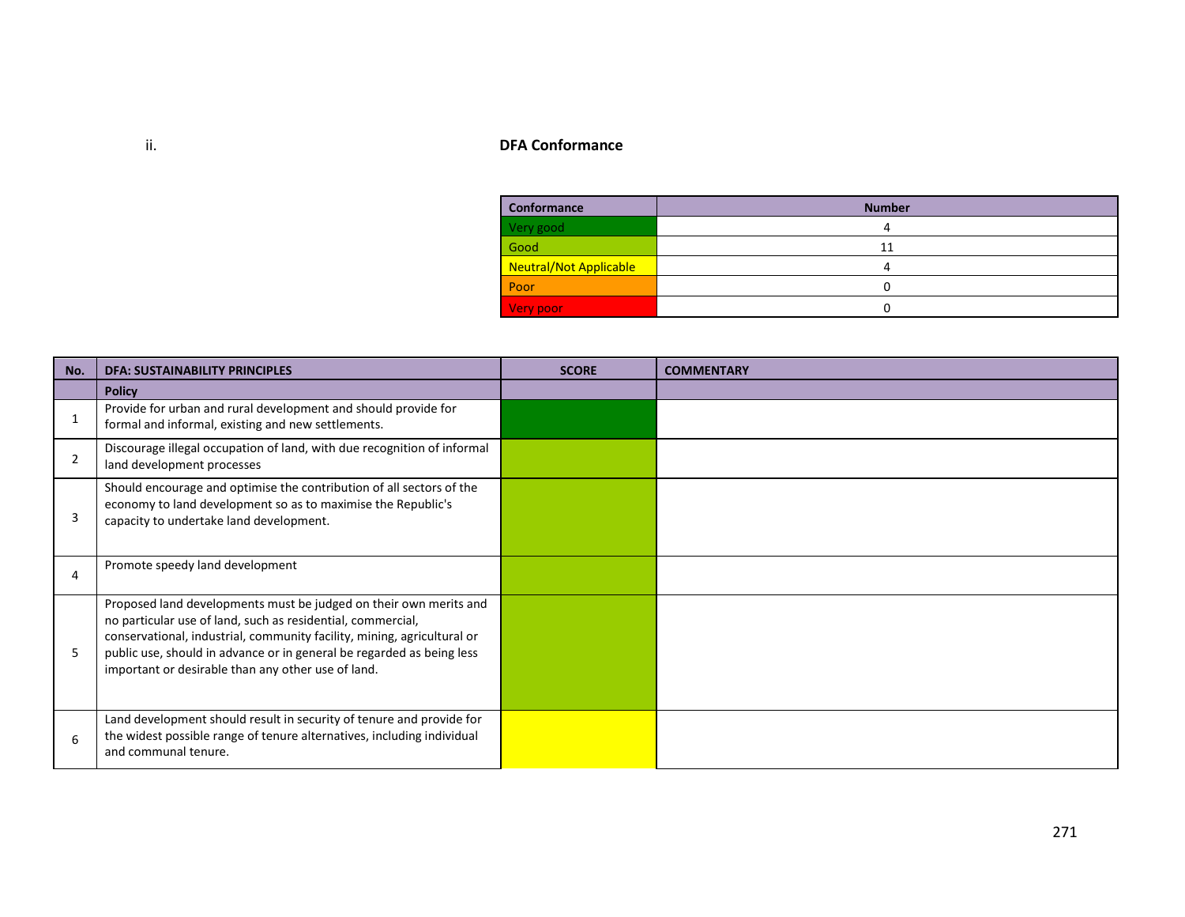ii. **DFA Conformance**

| Conformance | Number |
|---|---|
| Very good | 4 |
| Good | 11 |
| Neutral/Not Applicable | 4 |
| Poor | 0 |
| Very poor | 0 |

| No. | DFA: SUSTAINABILITY PRINCIPLES | SCORE | COMMENTARY |
|---|---|---|---|
| | **Policy** | | |
| 1 | Provide for urban and rural development and should provide for formal and informal, existing and new settlements. | Very good | |
| 2 | Discourage illegal occupation of land, with due recognition of informal land development processes | Good | |
| 3 | Should encourage and optimise the contribution of all sectors of the economy to land development so as to maximise the Republic's capacity to undertake land development. | Good | |
| 4 | Promote speedy land development | Good | |
| 5 | Proposed land developments must be judged on their own merits and no particular use of land, such as residential, commercial, conservational, industrial, community facility, mining, agricultural or public use, should in advance or in general be regarded as being less important or desirable than any other use of land. | Good | |
| 6 | Land development should result in security of tenure and provide for the widest possible range of tenure alternatives, including individual and communal tenure. | Neutral/Not Applicable | |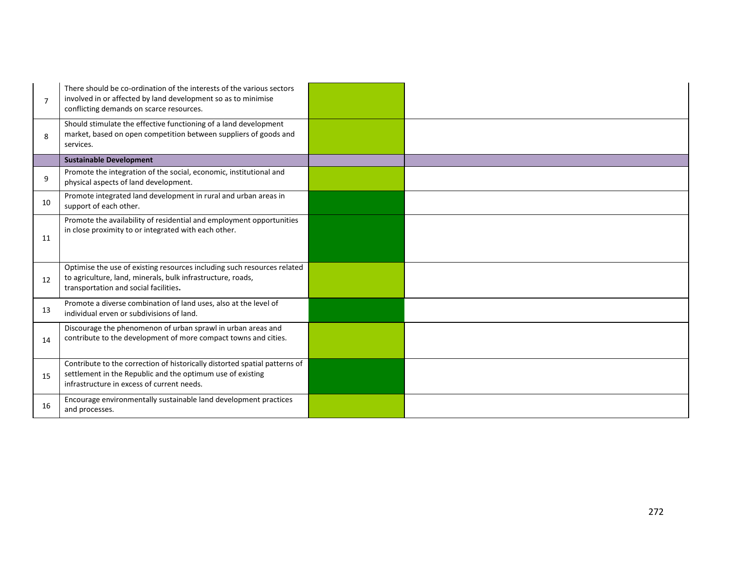| | | | |
|---|---|---|---|
| 7 | There should be co-ordination of the interests of the various sectors involved in or affected by land development so as to minimise conflicting demands on scarce resources. | | |
| 8 | Should stimulate the effective functioning of a land development market, based on open competition between suppliers of goods and services. | | |
| | **Sustainable Development** | | |
| 9 | Promote the integration of the social, economic, institutional and physical aspects of land development. | | |
| 10 | Promote integrated land development in rural and urban areas in support of each other. | | |
| 11 | Promote the availability of residential and employment opportunities in close proximity to or integrated with each other. | | |
| 12 | Optimise the use of existing resources including such resources related to agriculture, land, minerals, bulk infrastructure, roads, transportation and social facilities. | | |
| 13 | Promote a diverse combination of land uses, also at the level of individual erven or subdivisions of land. | | |
| 14 | Discourage the phenomenon of urban sprawl in urban areas and contribute to the development of more compact towns and cities. | | |
| 15 | Contribute to the correction of historically distorted spatial patterns of settlement in the Republic and the optimum use of existing infrastructure in excess of current needs. | | |
| 16 | Encourage environmentally sustainable land development practices and processes. | | |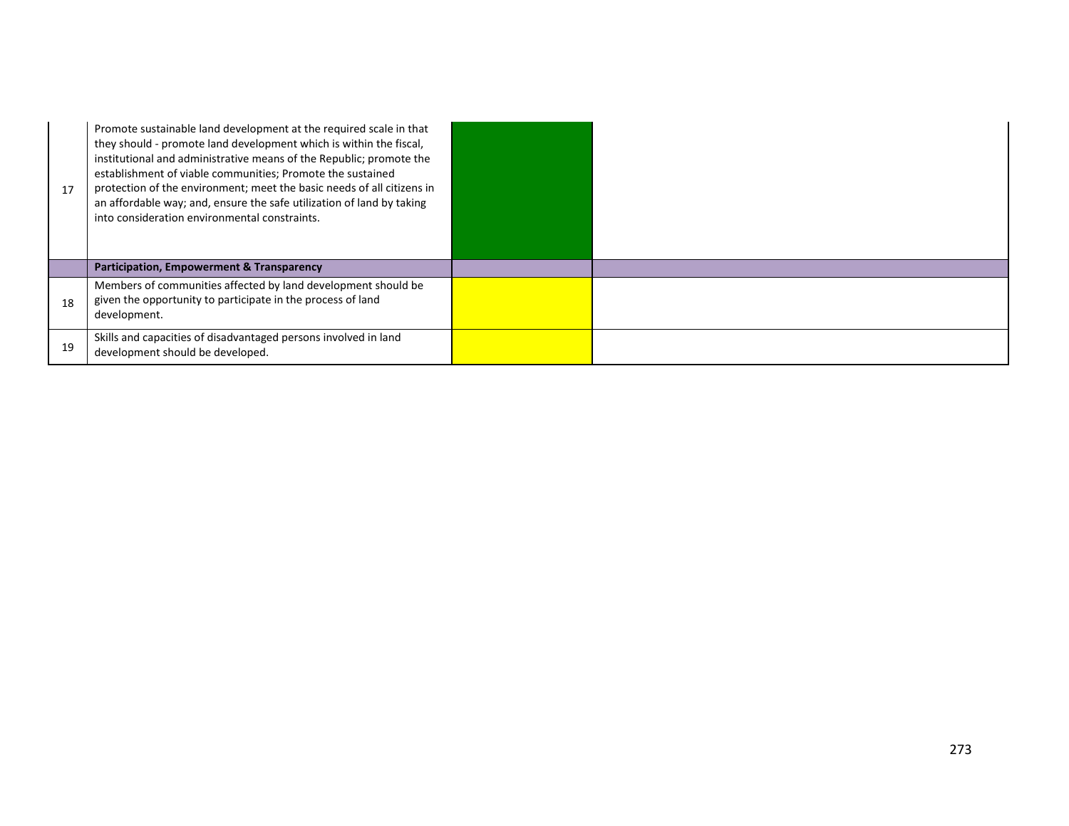| | | | |
|---|---|---|---|
| 17 | Promote sustainable land development at the required scale in that they should - promote land development which is within the fiscal, institutional and administrative means of the Republic; promote the establishment of viable communities; Promote the sustained protection of the environment; meet the basic needs of all citizens in an affordable way; and, ensure the safe utilization of land by taking into consideration environmental constraints. | | |
| | **Participation, Empowerment & Transparency** | | |
| 18 | Members of communities affected by land development should be given the opportunity to participate in the process of land development. | | |
| 19 | Skills and capacities of disadvantaged persons involved in land development should be developed. | | |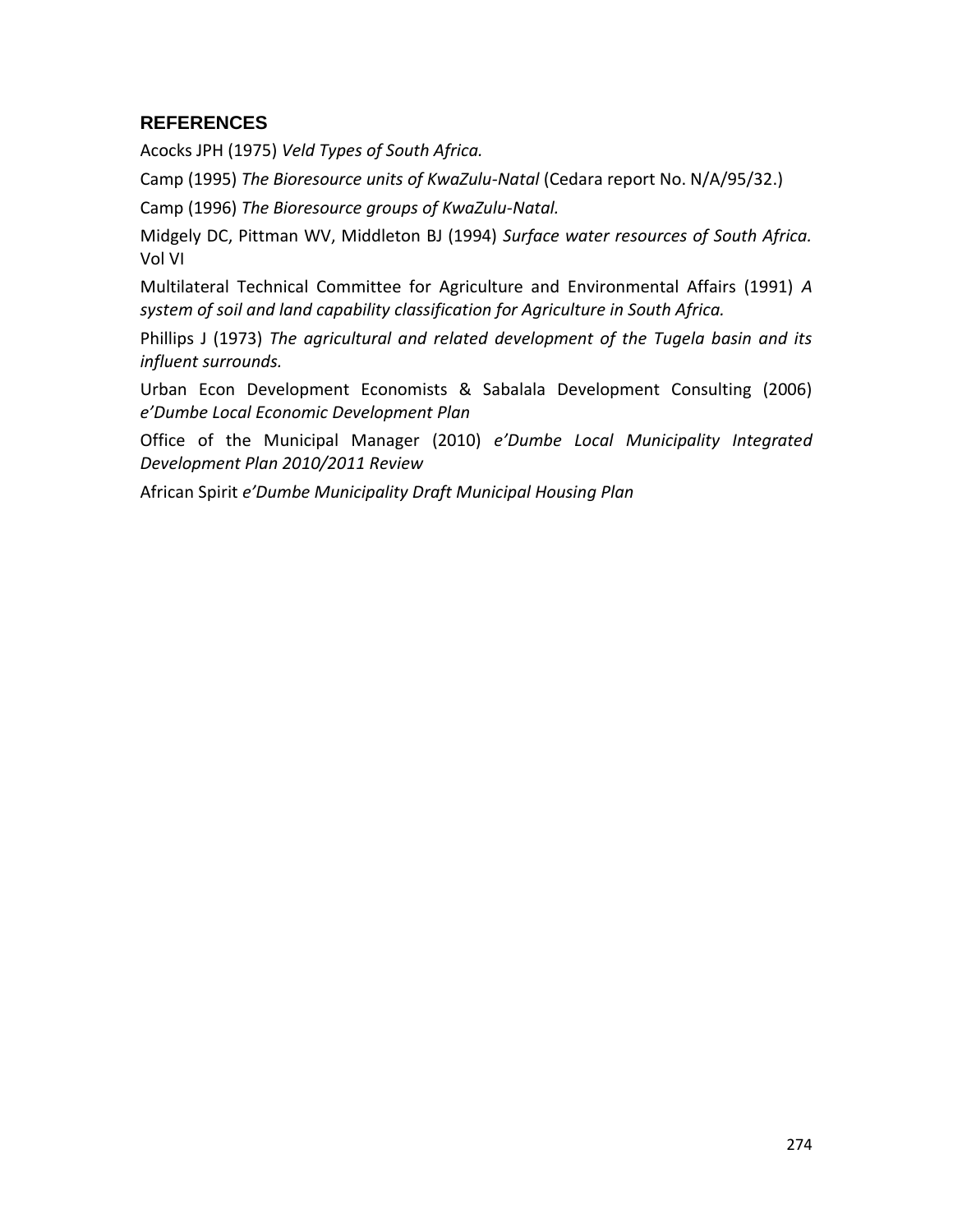## REFERENCES

Acocks JPH (1975) *Veld Types of South Africa.*

Camp (1995) *The Bioresource units of KwaZulu-Natal* (Cedara report No. N/A/95/32.)

Camp (1996) *The Bioresource groups of KwaZulu-Natal.*

Midgely DC, Pittman WV, Middleton BJ (1994) *Surface water resources of South Africa.* Vol VI

Multilateral Technical Committee for Agriculture and Environmental Affairs (1991) *A system of soil and land capability classification for Agriculture in South Africa.*

Phillips J (1973) *The agricultural and related development of the Tugela basin and its influent surrounds.*

Urban Econ Development Economists & Sabalala Development Consulting (2006) *e'Dumbe Local Economic Development Plan*

Office of the Municipal Manager (2010) *e'Dumbe Local Municipality Integrated Development Plan 2010/2011 Review*

African Spirit *e'Dumbe Municipality Draft Municipal Housing Plan*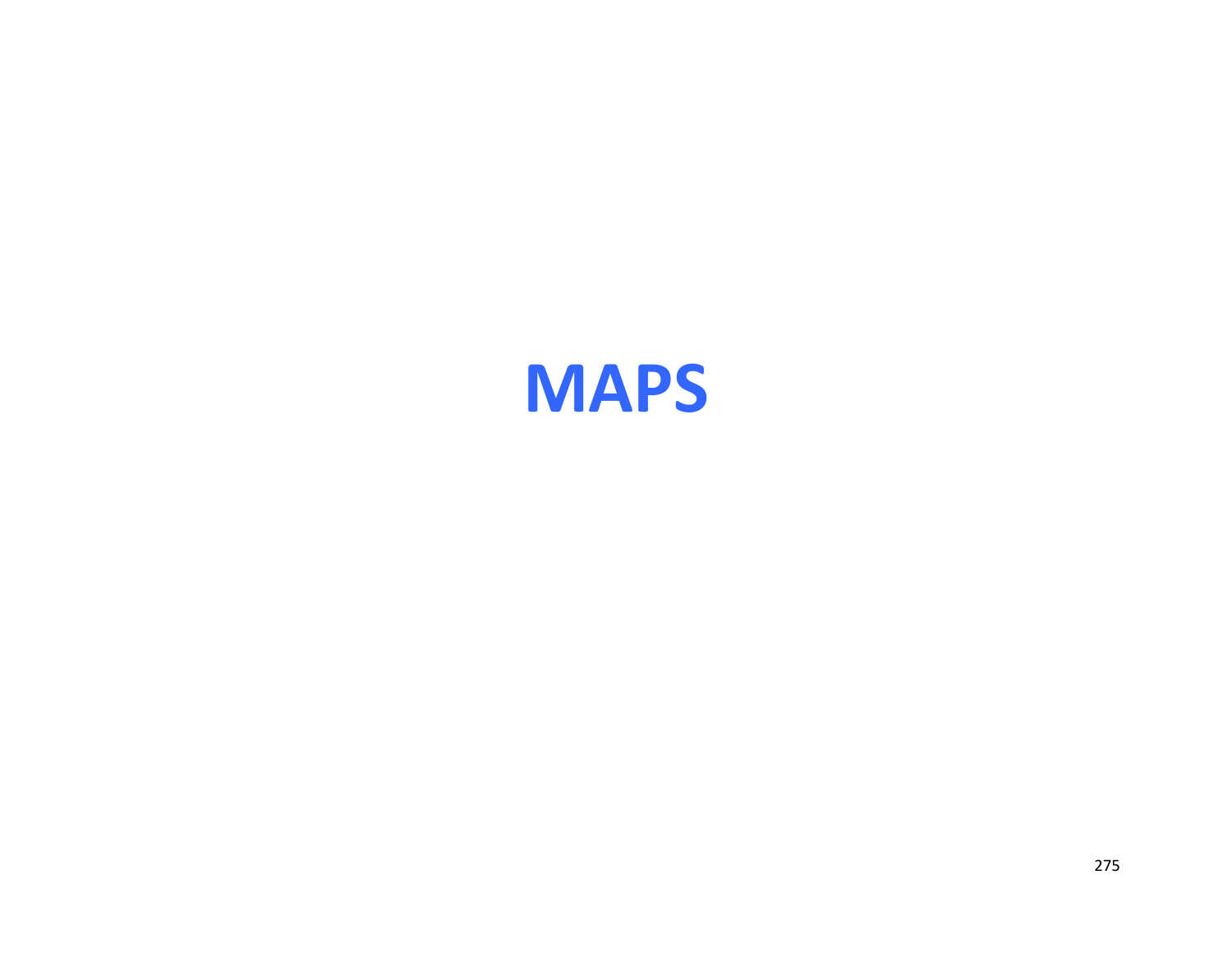# MAPS